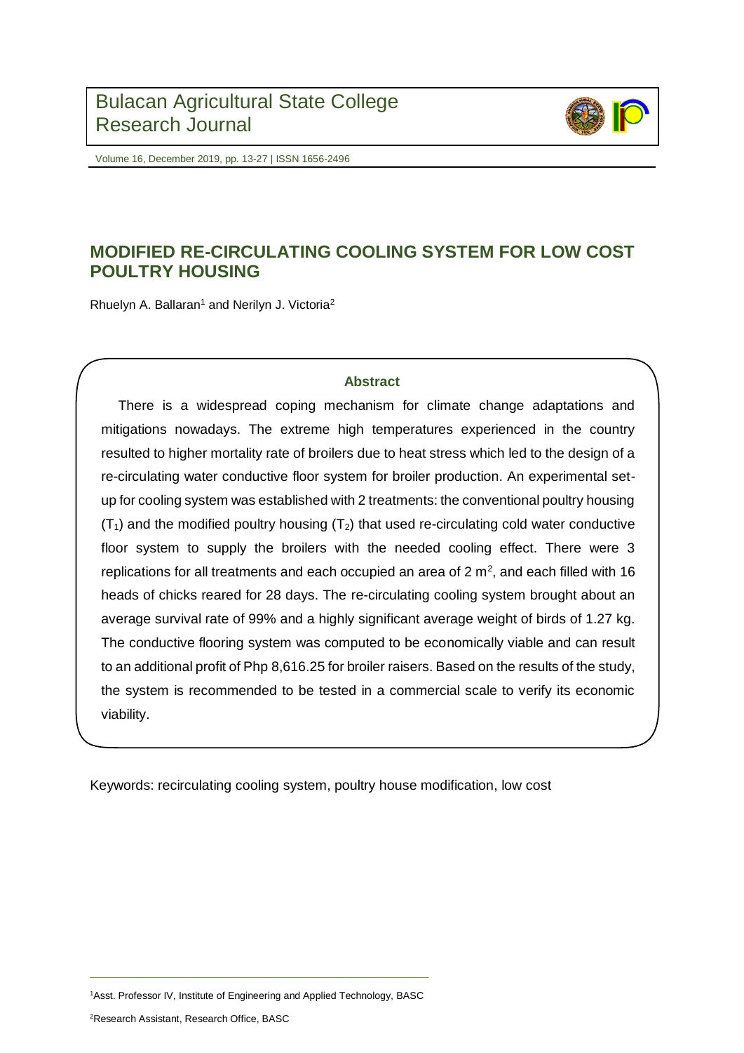# MODIFIED RE-CIRCULATING COOLING SYSTEM FOR LOW COST POULTRY HOUSING

Rhuelyn A. Ballaran[1] and Nerilyn J. Victoria[2]

## Abstract

There is a widespread coping mechanism for climate change adaptations and mitigations nowadays. The extreme high temperatures experienced in the country resulted to higher mortality rate of broilers due to heat stress which led to the design of a re-circulating water conductive floor system for broiler production. An experimental set-up for cooling system was established with 2 treatments: the conventional poultry housing ($T_1$) and the modified poultry housing ($T_2$) that used re-circulating cold water conductive floor system to supply the broilers with the needed cooling effect. There were 3 replications for all treatments and each occupied an area of 2 $m^2$, and each filled with 16 heads of chicks reared for 28 days. The re-circulating cooling system brought about an average survival rate of 99% and a highly significant average weight of birds of 1.27 kg. The conductive flooring system was computed to be economically viable and can result to an additional profit of Php 8,616.25 for broiler raisers. Based on the results of the study, the system is recommended to be tested in a commercial scale to verify its economic viability.

Keywords: recirculating cooling system, poultry house modification, low cost

---

[1]Asst. Professor IV, Institute of Engineering and Applied Technology, BASC

[2]Research Assistant, Research Office, BASC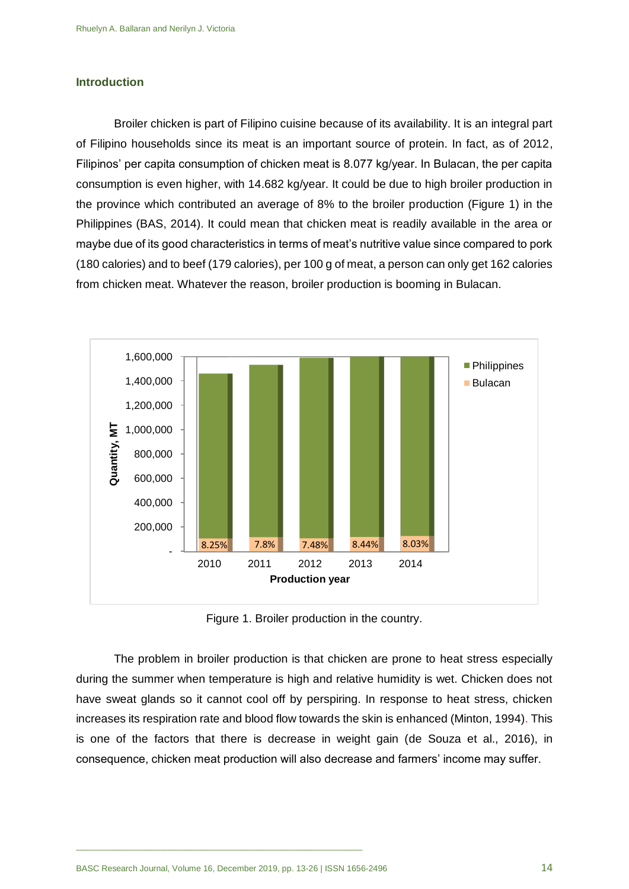## Introduction

Broiler chicken is part of Filipino cuisine because of its availability. It is an integral part of Filipino households since its meat is an important source of protein. In fact, as of 2012, Filipinos' per capita consumption of chicken meat is 8.077 kg/year. In Bulacan, the per capita consumption is even higher, with 14.682 kg/year. It could be due to high broiler production in the province which contributed an average of 8% to the broiler production (Figure 1) in the Philippines (BAS, 2014). It could mean that chicken meat is readily available in the area or maybe due of its good characteristics in terms of meat's nutritive value since compared to pork (180 calories) and to beef (179 calories), per 100 g of meat, a person can only get 162 calories from chicken meat. Whatever the reason, broiler production is booming in Bulacan.

Figure 1. Broiler production in the country.

The problem in broiler production is that chicken are prone to heat stress especially during the summer when temperature is high and relative humidity is wet. Chicken does not have sweat glands so it cannot cool off by perspiring. In response to heat stress, chicken increases its respiration rate and blood flow towards the skin is enhanced (Minton, 1994). This is one of the factors that there is decrease in weight gain (de Souza et al., 2016), in consequence, chicken meat production will also decrease and farmers' income may suffer.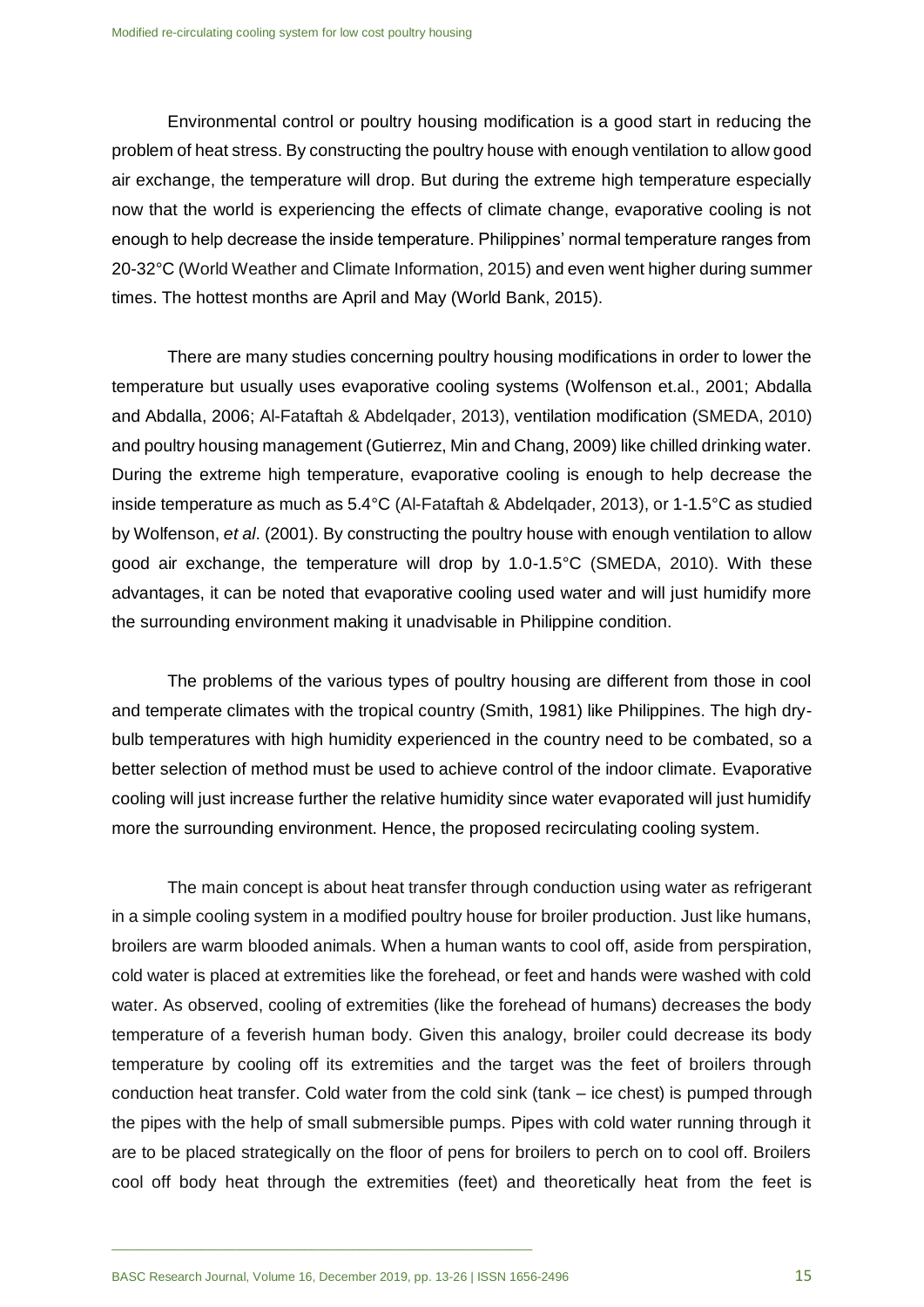Environmental control or poultry housing modification is a good start in reducing the problem of heat stress. By constructing the poultry house with enough ventilation to allow good air exchange, the temperature will drop. But during the extreme high temperature especially now that the world is experiencing the effects of climate change, evaporative cooling is not enough to help decrease the inside temperature. Philippines' normal temperature ranges from 20-32°C (World Weather and Climate Information, 2015) and even went higher during summer times. The hottest months are April and May (World Bank, 2015).

There are many studies concerning poultry housing modifications in order to lower the temperature but usually uses evaporative cooling systems (Wolfenson et.al., 2001; Abdalla and Abdalla, 2006; Al-Fataftah & Abdelqader, 2013), ventilation modification (SMEDA, 2010) and poultry housing management (Gutierrez, Min and Chang, 2009) like chilled drinking water. During the extreme high temperature, evaporative cooling is enough to help decrease the inside temperature as much as 5.4°C (Al-Fataftah & Abdelqader, 2013), or 1-1.5°C as studied by Wolfenson, *et al*. (2001). By constructing the poultry house with enough ventilation to allow good air exchange, the temperature will drop by 1.0-1.5°C (SMEDA, 2010). With these advantages, it can be noted that evaporative cooling used water and will just humidify more the surrounding environment making it unadvisable in Philippine condition.

The problems of the various types of poultry housing are different from those in cool and temperate climates with the tropical country (Smith, 1981) like Philippines. The high dry-bulb temperatures with high humidity experienced in the country need to be combated, so a better selection of method must be used to achieve control of the indoor climate. Evaporative cooling will just increase further the relative humidity since water evaporated will just humidify more the surrounding environment. Hence, the proposed recirculating cooling system.

The main concept is about heat transfer through conduction using water as refrigerant in a simple cooling system in a modified poultry house for broiler production. Just like humans, broilers are warm blooded animals. When a human wants to cool off, aside from perspiration, cold water is placed at extremities like the forehead, or feet and hands were washed with cold water. As observed, cooling of extremities (like the forehead of humans) decreases the body temperature of a feverish human body. Given this analogy, broiler could decrease its body temperature by cooling off its extremities and the target was the feet of broilers through conduction heat transfer. Cold water from the cold sink (tank – ice chest) is pumped through the pipes with the help of small submersible pumps. Pipes with cold water running through it are to be placed strategically on the floor of pens for broilers to perch on to cool off. Broilers cool off body heat through the extremities (feet) and theoretically heat from the feet is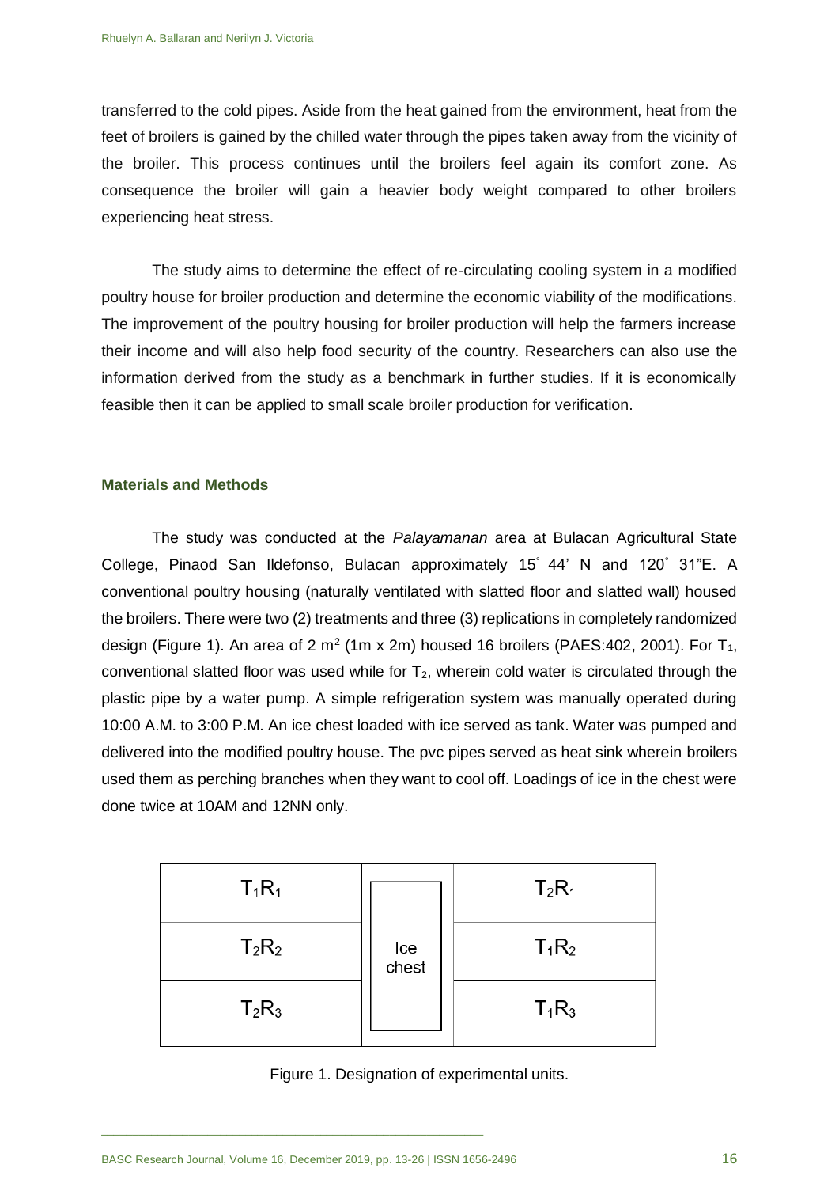transferred to the cold pipes. Aside from the heat gained from the environment, heat from the feet of broilers is gained by the chilled water through the pipes taken away from the vicinity of the broiler. This process continues until the broilers feel again its comfort zone. As consequence the broiler will gain a heavier body weight compared to other broilers experiencing heat stress.

The study aims to determine the effect of re-circulating cooling system in a modified poultry house for broiler production and determine the economic viability of the modifications. The improvement of the poultry housing for broiler production will help the farmers increase their income and will also help food security of the country. Researchers can also use the information derived from the study as a benchmark in further studies. If it is economically feasible then it can be applied to small scale broiler production for verification.

## Materials and Methods

The study was conducted at the *Palayamanan* area at Bulacan Agricultural State College, Pinaod San Ildefonso, Bulacan approximately 15˚ 44' N and 120˚ 31"E. A conventional poultry housing (naturally ventilated with slatted floor and slatted wall) housed the broilers. There were two (2) treatments and three (3) replications in completely randomized design (Figure 1). An area of 2 $m^2$ (1m x 2m) housed 16 broilers (PAES:402, 2001). For $T_1$, conventional slatted floor was used while for $T_2$, wherein cold water is circulated through the plastic pipe by a water pump. A simple refrigeration system was manually operated during 10:00 A.M. to 3:00 P.M. An ice chest loaded with ice served as tank. Water was pumped and delivered into the modified poultry house. The pvc pipes served as heat sink wherein broilers used them as perching branches when they want to cool off. Loadings of ice in the chest were done twice at 10AM and 12NN only.

| | | |
|---|---|---|
| $T_1R_1$ | Ice chest | $T_2R_1$ |
| $T_2R_2$ | | $T_1R_2$ |
| $T_2R_3$ | | $T_1R_3$ |

Figure 1. Designation of experimental units.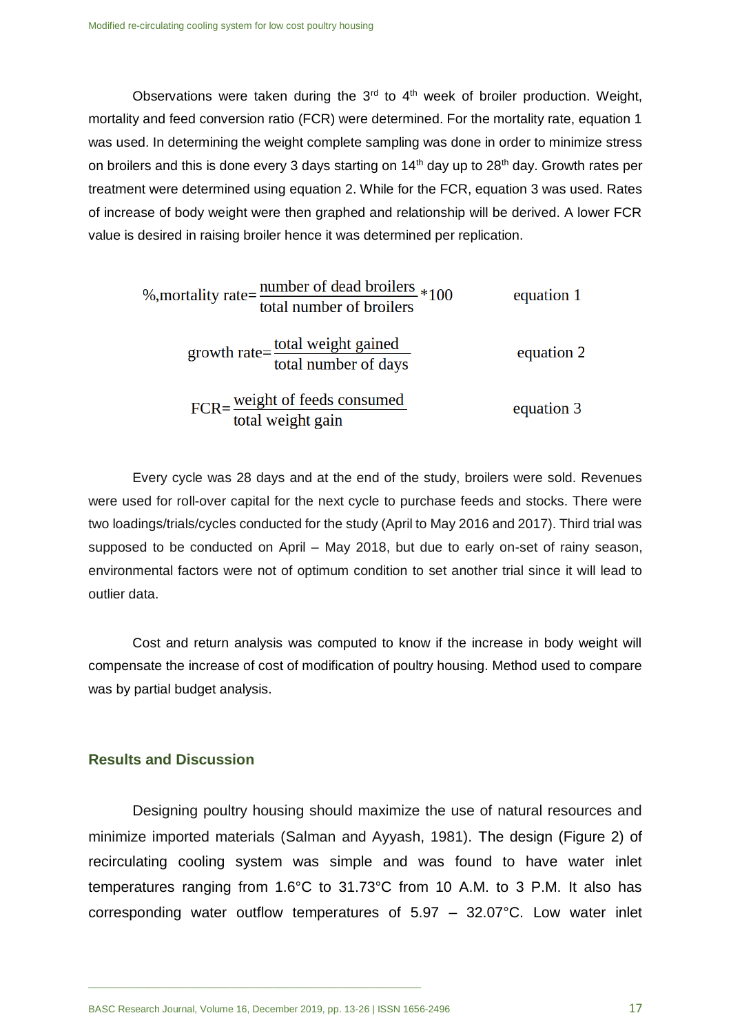Observations were taken during the 3rd to 4th week of broiler production. Weight, mortality and feed conversion ratio (FCR) were determined. For the mortality rate, equation 1 was used. In determining the weight complete sampling was done in order to minimize stress on broilers and this is done every 3 days starting on 14th day up to 28th day. Growth rates per treatment were determined using equation 2. While for the FCR, equation 3 was used. Rates of increase of body weight were then graphed and relationship will be derived. A lower FCR value is desired in raising broiler hence it was determined per replication.

$$\%\text{,mortality rate} = \frac{\text{number of dead broilers}}{\text{total number of broilers}} * 100 \qquad \text{equation 1}$$

$$\text{growth rate} = \frac{\text{total weight gained}}{\text{total number of days}} \qquad \text{equation 2}$$

$$\text{FCR} = \frac{\text{weight of feeds consumed}}{\text{total weight gain}} \qquad \text{equation 3}$$

Every cycle was 28 days and at the end of the study, broilers were sold. Revenues were used for roll-over capital for the next cycle to purchase feeds and stocks. There were two loadings/trials/cycles conducted for the study (April to May 2016 and 2017). Third trial was supposed to be conducted on April – May 2018, but due to early on-set of rainy season, environmental factors were not of optimum condition to set another trial since it will lead to outlier data.

Cost and return analysis was computed to know if the increase in body weight will compensate the increase of cost of modification of poultry housing. Method used to compare was by partial budget analysis.

## Results and Discussion

Designing poultry housing should maximize the use of natural resources and minimize imported materials (Salman and Ayyash, 1981). The design (Figure 2) of recirculating cooling system was simple and was found to have water inlet temperatures ranging from 1.6°C to 31.73°C from 10 A.M. to 3 P.M. It also has corresponding water outflow temperatures of 5.97 – 32.07°C. Low water inlet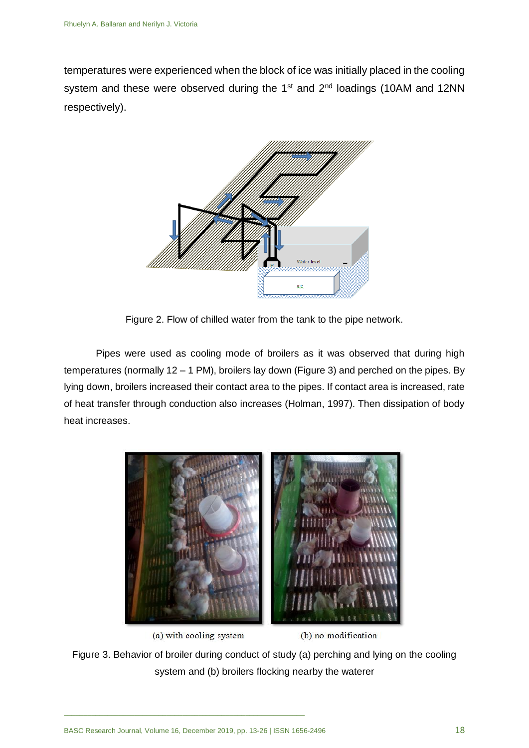temperatures were experienced when the block of ice was initially placed in the cooling system and these were observed during the 1st and 2nd loadings (10AM and 12NN respectively).

Figure 2. Flow of chilled water from the tank to the pipe network.

Pipes were used as cooling mode of broilers as it was observed that during high temperatures (normally 12 – 1 PM), broilers lay down (Figure 3) and perched on the pipes. By lying down, broilers increased their contact area to the pipes. If contact area is increased, rate of heat transfer through conduction also increases (Holman, 1997). Then dissipation of body heat increases.

(a) with cooling system (b) no modification

Figure 3. Behavior of broiler during conduct of study (a) perching and lying on the cooling system and (b) broilers flocking nearby the waterer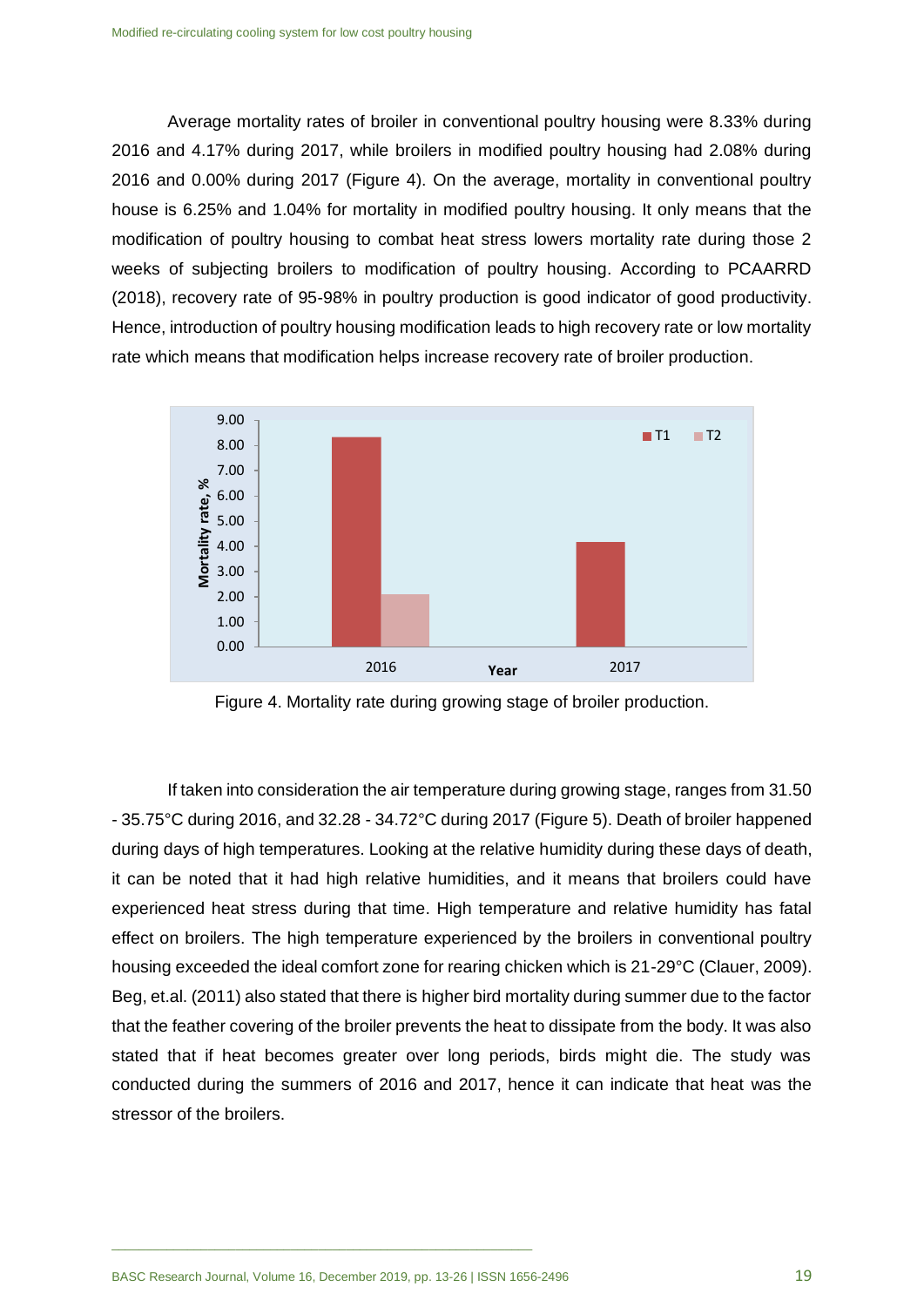Average mortality rates of broiler in conventional poultry housing were 8.33% during 2016 and 4.17% during 2017, while broilers in modified poultry housing had 2.08% during 2016 and 0.00% during 2017 (Figure 4). On the average, mortality in conventional poultry house is 6.25% and 1.04% for mortality in modified poultry housing. It only means that the modification of poultry housing to combat heat stress lowers mortality rate during those 2 weeks of subjecting broilers to modification of poultry housing. According to PCAARRD (2018), recovery rate of 95-98% in poultry production is good indicator of good productivity. Hence, introduction of poultry housing modification leads to high recovery rate or low mortality rate which means that modification helps increase recovery rate of broiler production.

Figure 4. Mortality rate during growing stage of broiler production.

If taken into consideration the air temperature during growing stage, ranges from 31.50 - 35.75°C during 2016, and 32.28 - 34.72°C during 2017 (Figure 5). Death of broiler happened during days of high temperatures. Looking at the relative humidity during these days of death, it can be noted that it had high relative humidities, and it means that broilers could have experienced heat stress during that time. High temperature and relative humidity has fatal effect on broilers. The high temperature experienced by the broilers in conventional poultry housing exceeded the ideal comfort zone for rearing chicken which is 21-29°C (Clauer, 2009). Beg, et.al. (2011) also stated that there is higher bird mortality during summer due to the factor that the feather covering of the broiler prevents the heat to dissipate from the body. It was also stated that if heat becomes greater over long periods, birds might die. The study was conducted during the summers of 2016 and 2017, hence it can indicate that heat was the stressor of the broilers.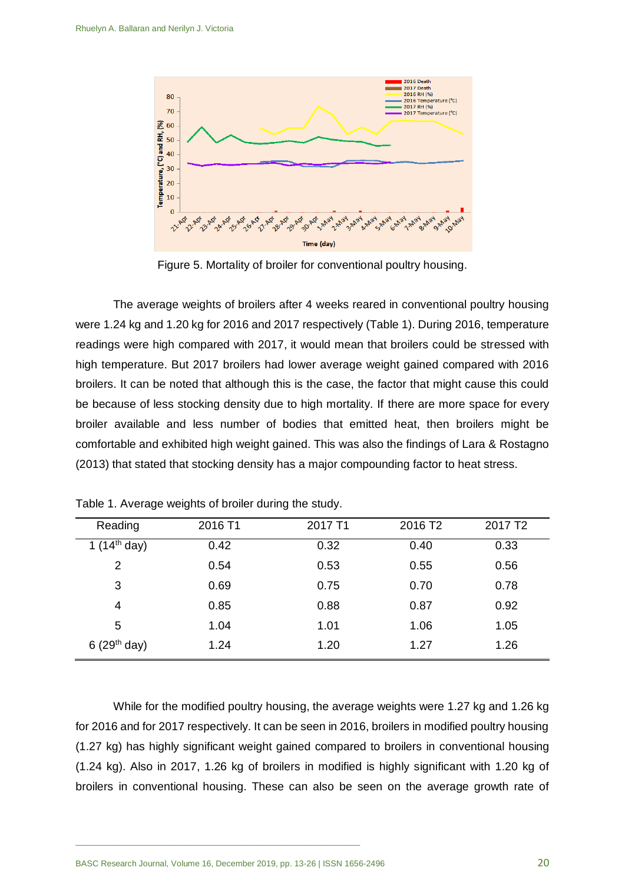Figure 5. Mortality of broiler for conventional poultry housing.

The average weights of broilers after 4 weeks reared in conventional poultry housing were 1.24 kg and 1.20 kg for 2016 and 2017 respectively (Table 1). During 2016, temperature readings were high compared with 2017, it would mean that broilers could be stressed with high temperature. But 2017 broilers had lower average weight gained compared with 2016 broilers. It can be noted that although this is the case, the factor that might cause this could be because of less stocking density due to high mortality. If there are more space for every broiler available and less number of bodies that emitted heat, then broilers might be comfortable and exhibited high weight gained. This was also the findings of Lara & Rostagno (2013) that stated that stocking density has a major compounding factor to heat stress.

Table 1. Average weights of broiler during the study.

| Reading | 2016 T1 | 2017 T1 | 2016 T2 | 2017 T2 |
|---|---|---|---|---|
| 1 (14th day) | 0.42 | 0.32 | 0.40 | 0.33 |
| 2 | 0.54 | 0.53 | 0.55 | 0.56 |
| 3 | 0.69 | 0.75 | 0.70 | 0.78 |
| 4 | 0.85 | 0.88 | 0.87 | 0.92 |
| 5 | 1.04 | 1.01 | 1.06 | 1.05 |
| 6 (29th day) | 1.24 | 1.20 | 1.27 | 1.26 |

While for the modified poultry housing, the average weights were 1.27 kg and 1.26 kg for 2016 and for 2017 respectively. It can be seen in 2016, broilers in modified poultry housing (1.27 kg) has highly significant weight gained compared to broilers in conventional housing (1.24 kg). Also in 2017, 1.26 kg of broilers in modified is highly significant with 1.20 kg of broilers in conventional housing. These can also be seen on the average growth rate of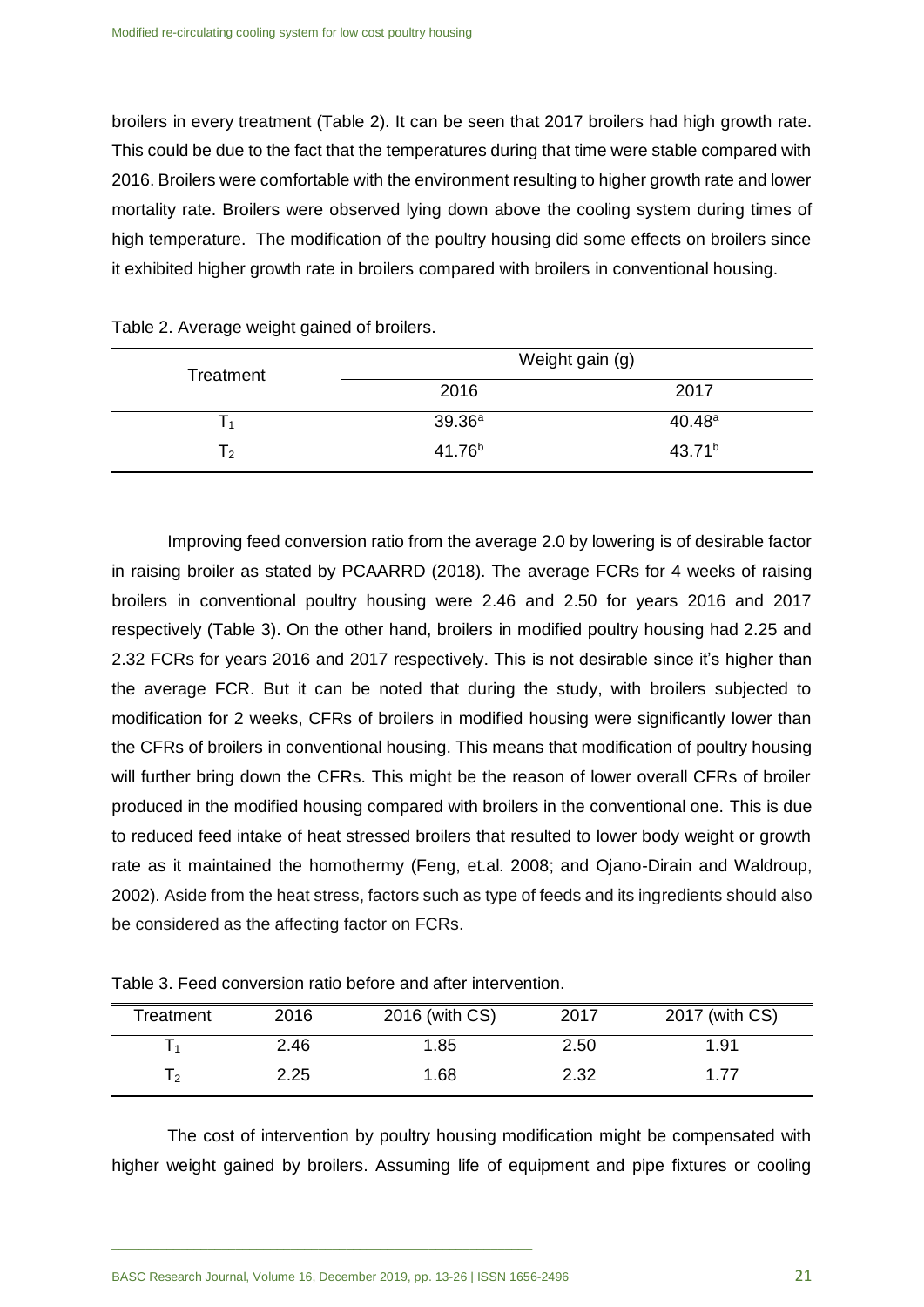broilers in every treatment (Table 2). It can be seen that 2017 broilers had high growth rate. This could be due to the fact that the temperatures during that time were stable compared with 2016. Broilers were comfortable with the environment resulting to higher growth rate and lower mortality rate. Broilers were observed lying down above the cooling system during times of high temperature. The modification of the poultry housing did some effects on broilers since it exhibited higher growth rate in broilers compared with broilers in conventional housing.

Table 2. Average weight gained of broilers.

| Treatment | Weight gain (g) | |
|---|---|---|
| | 2016 | 2017 |
| $T_1$ | $39.36^a$ | $40.48^a$ |
| $T_2$ | $41.76^b$ | $43.71^b$ |

Improving feed conversion ratio from the average 2.0 by lowering is of desirable factor in raising broiler as stated by PCAARRD (2018). The average FCRs for 4 weeks of raising broilers in conventional poultry housing were 2.46 and 2.50 for years 2016 and 2017 respectively (Table 3). On the other hand, broilers in modified poultry housing had 2.25 and 2.32 FCRs for years 2016 and 2017 respectively. This is not desirable since it's higher than the average FCR. But it can be noted that during the study, with broilers subjected to modification for 2 weeks, CFRs of broilers in modified housing were significantly lower than the CFRs of broilers in conventional housing. This means that modification of poultry housing will further bring down the CFRs. This might be the reason of lower overall CFRs of broiler produced in the modified housing compared with broilers in the conventional one. This is due to reduced feed intake of heat stressed broilers that resulted to lower body weight or growth rate as it maintained the homothermy (Feng, et.al. 2008; and Ojano-Dirain and Waldroup, 2002). Aside from the heat stress, factors such as type of feeds and its ingredients should also be considered as the affecting factor on FCRs.

Table 3. Feed conversion ratio before and after intervention.

| Treatment | 2016 | 2016 (with CS) | 2017 | 2017 (with CS) |
|---|---|---|---|---|
| $T_1$ | 2.46 | 1.85 | 2.50 | 1.91 |
| $T_2$ | 2.25 | 1.68 | 2.32 | 1.77 |

The cost of intervention by poultry housing modification might be compensated with higher weight gained by broilers. Assuming life of equipment and pipe fixtures or cooling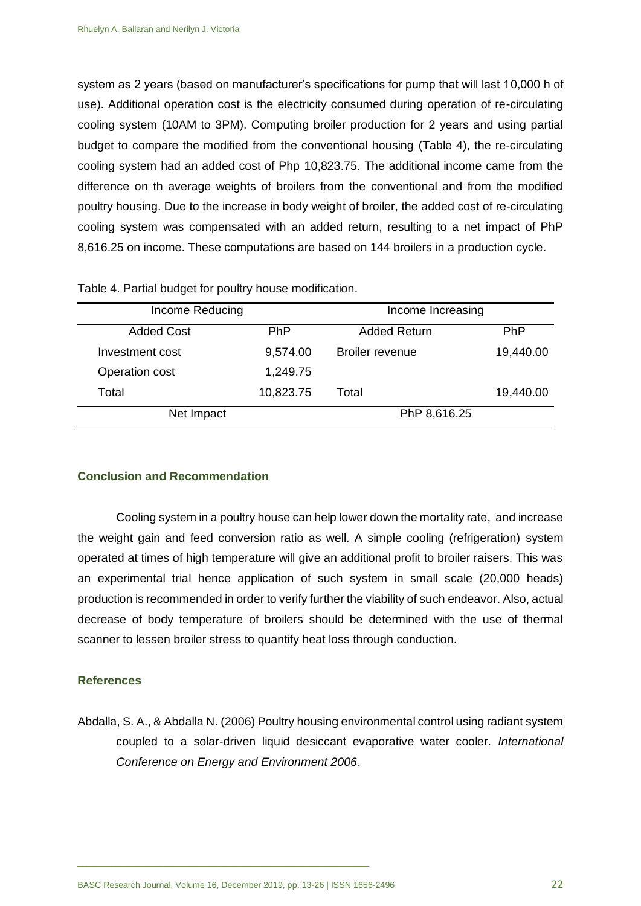system as 2 years (based on manufacturer's specifications for pump that will last 10,000 h of use). Additional operation cost is the electricity consumed during operation of re-circulating cooling system (10AM to 3PM). Computing broiler production for 2 years and using partial budget to compare the modified from the conventional housing (Table 4), the re-circulating cooling system had an added cost of Php 10,823.75. The additional income came from the difference on th average weights of broilers from the conventional and from the modified poultry housing. Due to the increase in body weight of broiler, the added cost of re-circulating cooling system was compensated with an added return, resulting to a net impact of PhP 8,616.25 on income. These computations are based on 144 broilers in a production cycle.

Table 4. Partial budget for poultry house modification.

| Income Reducing | | Income Increasing | |
|---|---|---|---|
| Added Cost | PhP | Added Return | PhP |
| Investment cost | 9,574.00 | Broiler revenue | 19,440.00 |
| Operation cost | 1,249.75 | | |
| Total | 10,823.75 | Total | 19,440.00 |
| Net Impact | | PhP 8,616.25 | |

## Conclusion and Recommendation

Cooling system in a poultry house can help lower down the mortality rate, and increase the weight gain and feed conversion ratio as well. A simple cooling (refrigeration) system operated at times of high temperature will give an additional profit to broiler raisers. This was an experimental trial hence application of such system in small scale (20,000 heads) production is recommended in order to verify further the viability of such endeavor. Also, actual decrease of body temperature of broilers should be determined with the use of thermal scanner to lessen broiler stress to quantify heat loss through conduction.

## References

Abdalla, S. A., & Abdalla N. (2006) Poultry housing environmental control using radiant system coupled to a solar-driven liquid desiccant evaporative water cooler. *International Conference on Energy and Environment 2006*.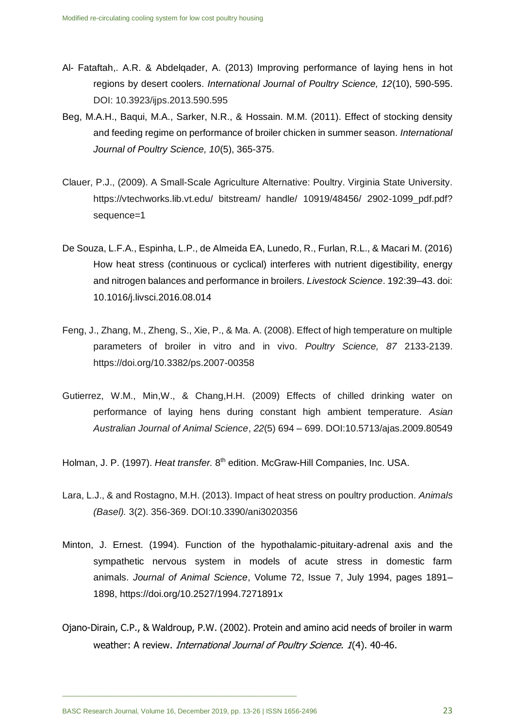Al- Fataftah,. A.R. & Abdelqader, A. (2013) Improving performance of laying hens in hot regions by desert coolers. *International Journal of Poultry Science, 12*(10), 590-595. DOI: 10.3923/ijps.2013.590.595

Beg, M.A.H., Baqui, M.A., Sarker, N.R., & Hossain. M.M. (2011). Effect of stocking density and feeding regime on performance of broiler chicken in summer season. *International Journal of Poultry Science, 10*(5), 365-375.

Clauer, P.J., (2009). A Small-Scale Agriculture Alternative: Poultry. Virginia State University. https://vtechworks.lib.vt.edu/ bitstream/ handle/ 10919/48456/ 2902-1099_pdf.pdf? sequence=1

De Souza, L.F.A., Espinha, L.P., de Almeida EA, Lunedo, R., Furlan, R.L., & Macari M. (2016) How heat stress (continuous or cyclical) interferes with nutrient digestibility, energy and nitrogen balances and performance in broilers. *Livestock Science*. 192:39–43. doi: 10.1016/j.livsci.2016.08.014

Feng, J., Zhang, M., Zheng, S., Xie, P., & Ma. A. (2008). Effect of high temperature on multiple parameters of broiler in vitro and in vivo. *Poultry Science, 87* 2133-2139. https://doi.org/10.3382/ps.2007-00358

Gutierrez, W.M., Min,W., & Chang,H.H. (2009) Effects of chilled drinking water on performance of laying hens during constant high ambient temperature. *Asian Australian Journal of Animal Science*, *22*(5) 694 – 699. DOI:10.5713/ajas.2009.80549

Holman, J. P. (1997). *Heat transfer.* 8th edition. McGraw-Hill Companies, Inc. USA.

Lara, L.J., & and Rostagno, M.H. (2013). Impact of heat stress on poultry production. *Animals (Basel).* 3(2). 356-369. DOI:10.3390/ani3020356

Minton, J. Ernest. (1994). Function of the hypothalamic-pituitary-adrenal axis and the sympathetic nervous system in models of acute stress in domestic farm animals. *Journal of Animal Science*, Volume 72, Issue 7, July 1994, pages 1891–1898, https://doi.org/10.2527/1994.7271891x

Ojano-Dirain, C.P., & Waldroup, P.W. (2002). Protein and amino acid needs of broiler in warm weather: A review. *International Journal of Poultry Science. 1*(4). 40-46.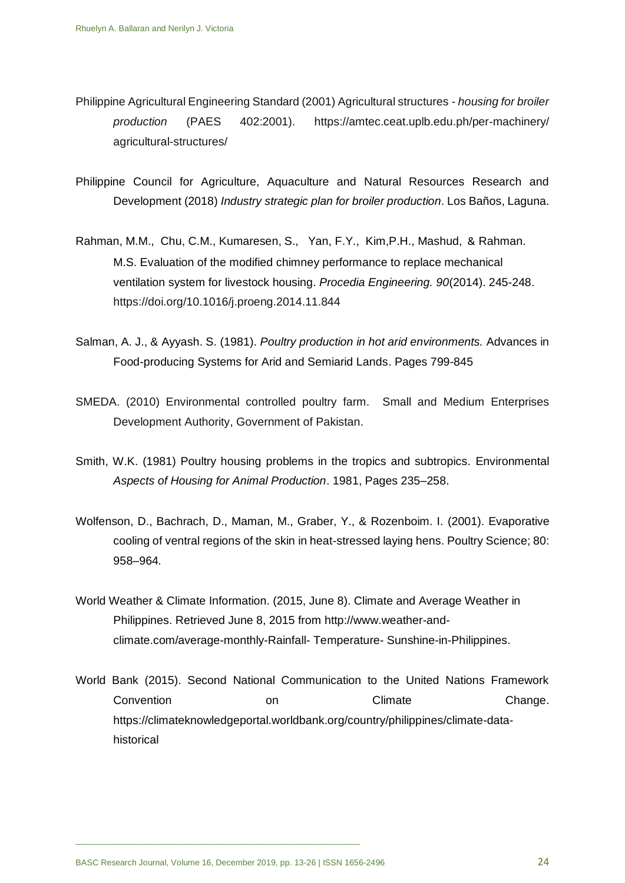Philippine Agricultural Engineering Standard (2001) Agricultural structures - *housing for broiler production* (PAES 402:2001). https://amtec.ceat.uplb.edu.ph/per-machinery/agricultural-structures/

Philippine Council for Agriculture, Aquaculture and Natural Resources Research and Development (2018) *Industry strategic plan for broiler production*. Los Baños, Laguna.

Rahman, M.M., Chu, C.M., Kumaresen, S., Yan, F.Y., Kim,P.H., Mashud, & Rahman. M.S. Evaluation of the modified chimney performance to replace mechanical ventilation system for livestock housing. *Procedia Engineering. 90*(2014). 245-248. https://doi.org/10.1016/j.proeng.2014.11.844

Salman, A. J., & Ayyash. S. (1981). *Poultry production in hot arid environments.* Advances in Food-producing Systems for Arid and Semiarid Lands. Pages 799-845

SMEDA. (2010) Environmental controlled poultry farm. Small and Medium Enterprises Development Authority, Government of Pakistan.

Smith, W.K. (1981) Poultry housing problems in the tropics and subtropics. Environmental *Aspects of Housing for Animal Production*. 1981, Pages 235–258.

Wolfenson, D., Bachrach, D., Maman, M., Graber, Y., & Rozenboim. I. (2001). Evaporative cooling of ventral regions of the skin in heat-stressed laying hens. Poultry Science; 80: 958–964.

World Weather & Climate Information. (2015, June 8). Climate and Average Weather in Philippines. Retrieved June 8, 2015 from http://www.weather-and-climate.com/average-monthly-Rainfall- Temperature- Sunshine-in-Philippines.

World Bank (2015). Second National Communication to the United Nations Framework Convention on Climate Change. https://climateknowledgeportal.worldbank.org/country/philippines/climate-data-historical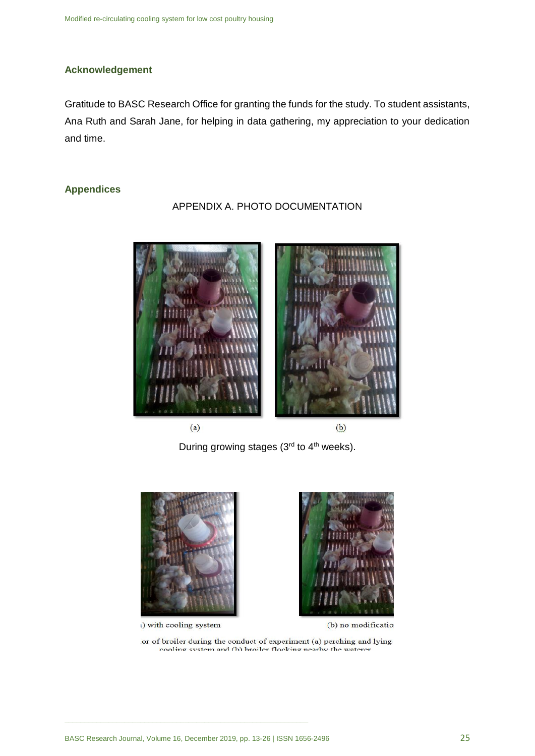## Acknowledgement

Gratitude to BASC Research Office for granting the funds for the study. To student assistants, Ana Ruth and Sarah Jane, for helping in data gathering, my appreciation to your dedication and time.

## Appendices

APPENDIX A. PHOTO DOCUMENTATION

(a) (b)

During growing stages (3rd to 4th weeks).

ι) with cooling system (b) no modificatio

.or of broiler during the conduct of experiment (a) perching and lying cooling system and (b) broiler flocking nearby the waterer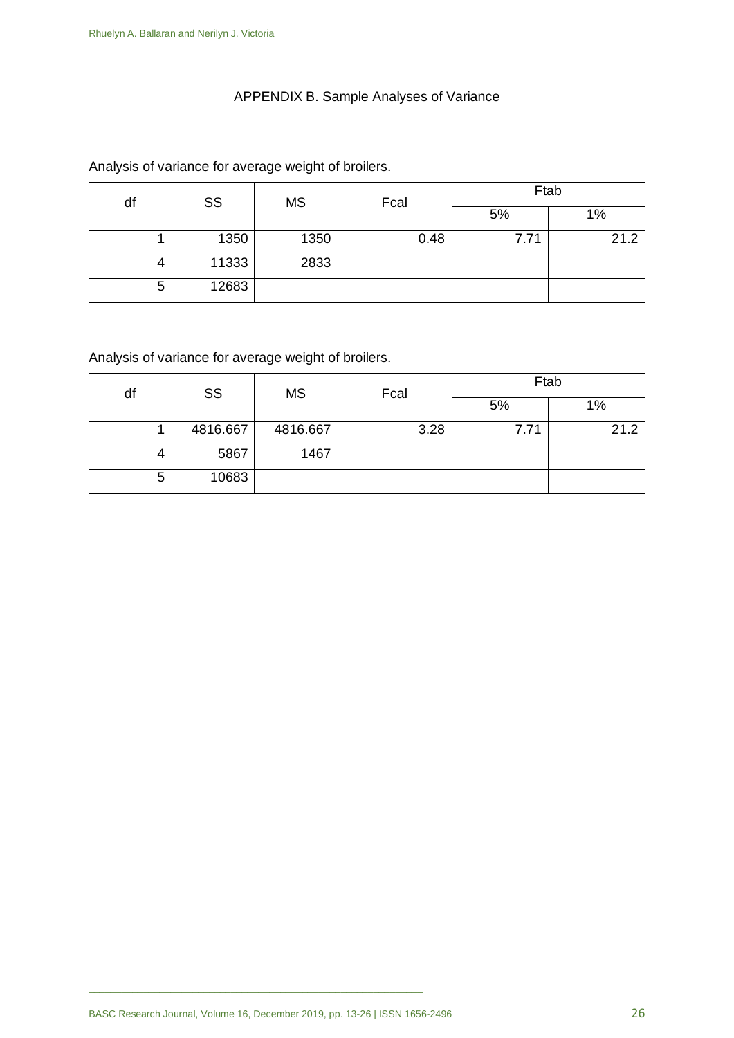## APPENDIX B. Sample Analyses of Variance

Analysis of variance for average weight of broilers.

| df | SS | MS | Fcal | Ftab | |
|---|---|---|---|---|---|
| | | | | 5% | 1% |
| 1 | 1350 | 1350 | 0.48 | 7.71 | 21.2 |
| 4 | 11333 | 2833 | | | |
| 5 | 12683 | | | | |

Analysis of variance for average weight of broilers.

| df | SS | MS | Fcal | Ftab | |
|---|---|---|---|---|---|
| | | | | 5% | 1% |
| 1 | 4816.667 | 4816.667 | 3.28 | 7.71 | 21.2 |
| 4 | 5867 | 1467 | | | |
| 5 | 10683 | | | | |